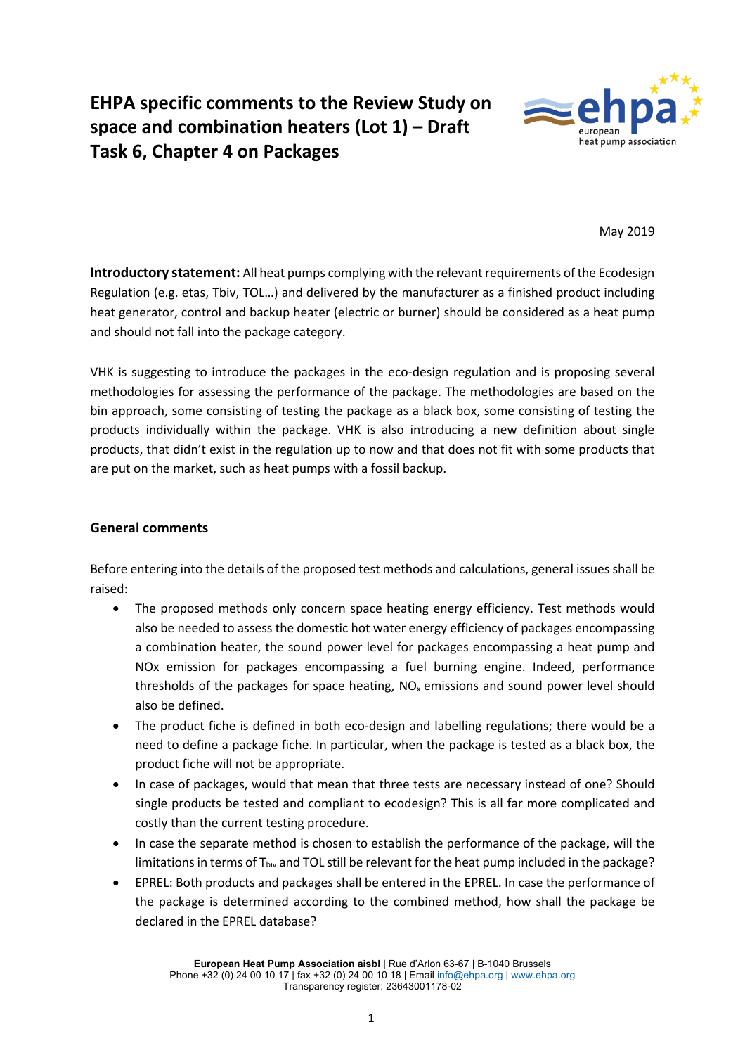# EHPA specific comments to the Review Study on space and combination heaters (Lot 1) – Draft Task 6, Chapter 4 on Packages

May 2019

**Introductory statement:** All heat pumps complying with the relevant requirements of the Ecodesign Regulation (e.g. etas, Tbiv, TOL…) and delivered by the manufacturer as a finished product including heat generator, control and backup heater (electric or burner) should be considered as a heat pump and should not fall into the package category.

VHK is suggesting to introduce the packages in the eco-design regulation and is proposing several methodologies for assessing the performance of the package. The methodologies are based on the bin approach, some consisting of testing the package as a black box, some consisting of testing the products individually within the package. VHK is also introducing a new definition about single products, that didn't exist in the regulation up to now and that does not fit with some products that are put on the market, such as heat pumps with a fossil backup.

## General comments

Before entering into the details of the proposed test methods and calculations, general issues shall be raised:

- The proposed methods only concern space heating energy efficiency. Test methods would also be needed to assess the domestic hot water energy efficiency of packages encompassing a combination heater, the sound power level for packages encompassing a heat pump and NOx emission for packages encompassing a fuel burning engine. Indeed, performance thresholds of the packages for space heating, $NO_x$ emissions and sound power level should also be defined.
- The product fiche is defined in both eco-design and labelling regulations; there would be a need to define a package fiche. In particular, when the package is tested as a black box, the product fiche will not be appropriate.
- In case of packages, would that mean that three tests are necessary instead of one? Should single products be tested and compliant to ecodesign? This is all far more complicated and costly than the current testing procedure.
- In case the separate method is chosen to establish the performance of the package, will the limitations in terms of $T_{biv}$ and TOL still be relevant for the heat pump included in the package?
- EPREL: Both products and packages shall be entered in the EPREL. In case the performance of the package is determined according to the combined method, how shall the package be declared in the EPREL database?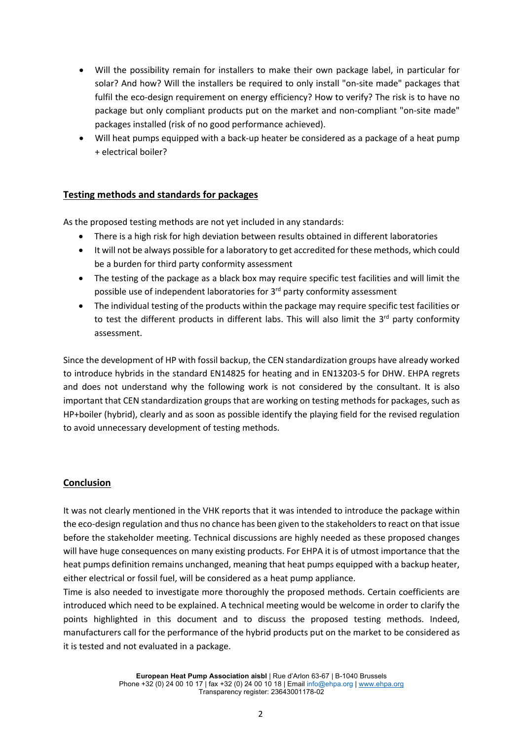- Will the possibility remain for installers to make their own package label, in particular for solar? And how? Will the installers be required to only install "on-site made" packages that fulfil the eco-design requirement on energy efficiency? How to verify? The risk is to have no package but only compliant products put on the market and non-compliant "on-site made" packages installed (risk of no good performance achieved).
- Will heat pumps equipped with a back-up heater be considered as a package of a heat pump + electrical boiler?

## Testing methods and standards for packages

As the proposed testing methods are not yet included in any standards:

- There is a high risk for high deviation between results obtained in different laboratories
- It will not be always possible for a laboratory to get accredited for these methods, which could be a burden for third party conformity assessment
- The testing of the package as a black box may require specific test facilities and will limit the possible use of independent laboratories for 3rd party conformity assessment
- The individual testing of the products within the package may require specific test facilities or to test the different products in different labs. This will also limit the 3rd party conformity assessment.

Since the development of HP with fossil backup, the CEN standardization groups have already worked to introduce hybrids in the standard EN14825 for heating and in EN13203-5 for DHW. EHPA regrets and does not understand why the following work is not considered by the consultant. It is also important that CEN standardization groups that are working on testing methods for packages, such as HP+boiler (hybrid), clearly and as soon as possible identify the playing field for the revised regulation to avoid unnecessary development of testing methods.

## Conclusion

It was not clearly mentioned in the VHK reports that it was intended to introduce the package within the eco-design regulation and thus no chance has been given to the stakeholders to react on that issue before the stakeholder meeting. Technical discussions are highly needed as these proposed changes will have huge consequences on many existing products. For EHPA it is of utmost importance that the heat pumps definition remains unchanged, meaning that heat pumps equipped with a backup heater, either electrical or fossil fuel, will be considered as a heat pump appliance.

Time is also needed to investigate more thoroughly the proposed methods. Certain coefficients are introduced which need to be explained. A technical meeting would be welcome in order to clarify the points highlighted in this document and to discuss the proposed testing methods. Indeed, manufacturers call for the performance of the hybrid products put on the market to be considered as it is tested and not evaluated in a package.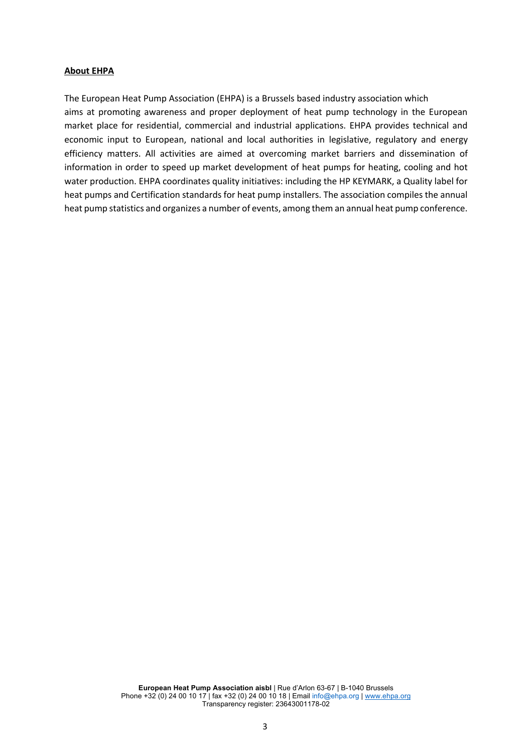**About EHPA**

The European Heat Pump Association (EHPA) is a Brussels based industry association which aims at promoting awareness and proper deployment of heat pump technology in the European market place for residential, commercial and industrial applications. EHPA provides technical and economic input to European, national and local authorities in legislative, regulatory and energy efficiency matters. All activities are aimed at overcoming market barriers and dissemination of information in order to speed up market development of heat pumps for heating, cooling and hot water production. EHPA coordinates quality initiatives: including the HP KEYMARK, a Quality label for heat pumps and Certification standards for heat pump installers. The association compiles the annual heat pump statistics and organizes a number of events, among them an annual heat pump conference.